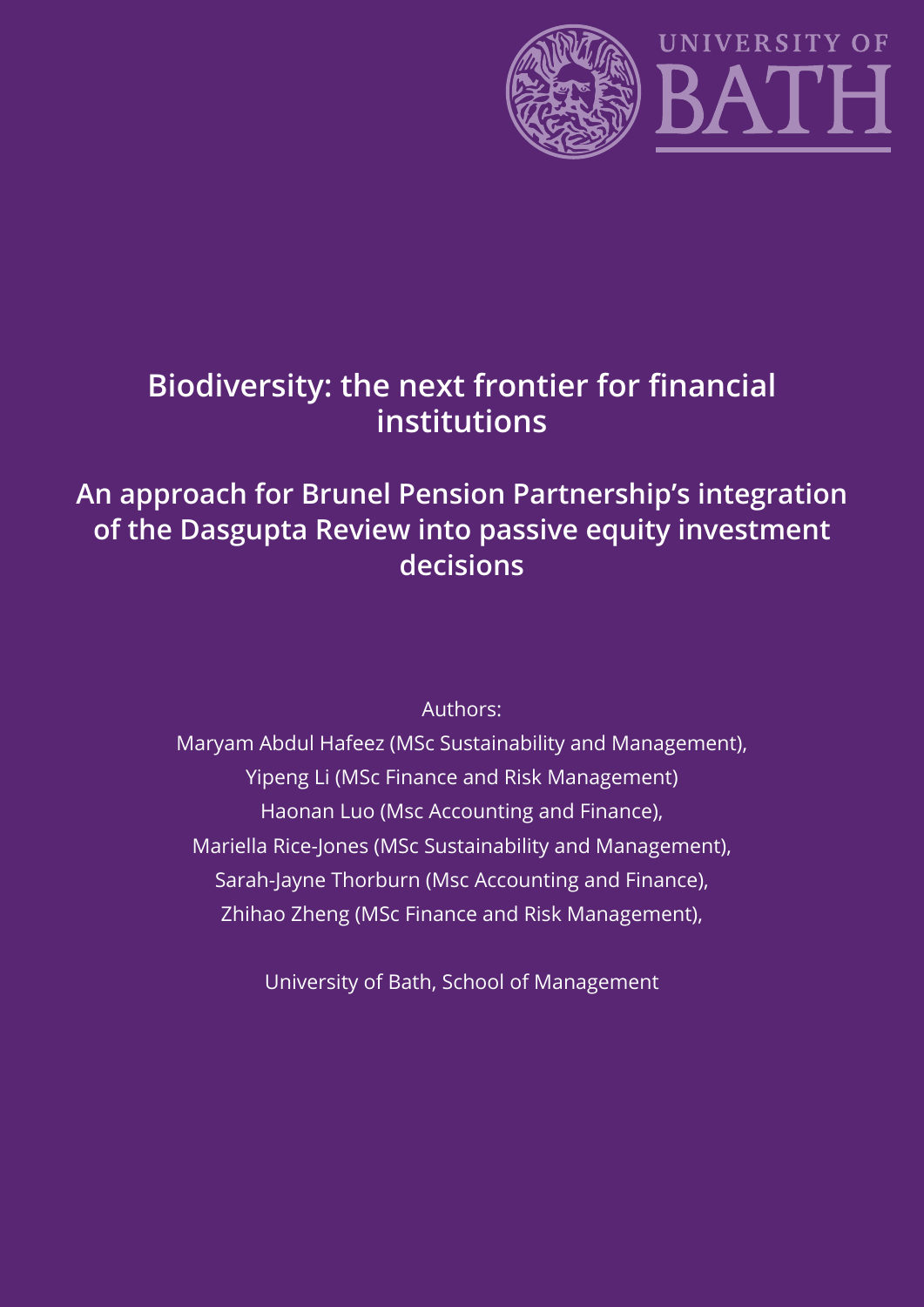UNIVERSITY OF BATH

# Biodiversity: the next frontier for financial institutions

## An approach for Brunel Pension Partnership's integration of the Dasgupta Review into passive equity investment decisions

Authors:

Maryam Abdul Hafeez (MSc Sustainability and Management),
Yipeng Li (MSc Finance and Risk Management)
Haonan Luo (Msc Accounting and Finance),
Mariella Rice-Jones (MSc Sustainability and Management),
Sarah-Jayne Thorburn (Msc Accounting and Finance),
Zhihao Zheng (MSc Finance and Risk Management),

University of Bath, School of Management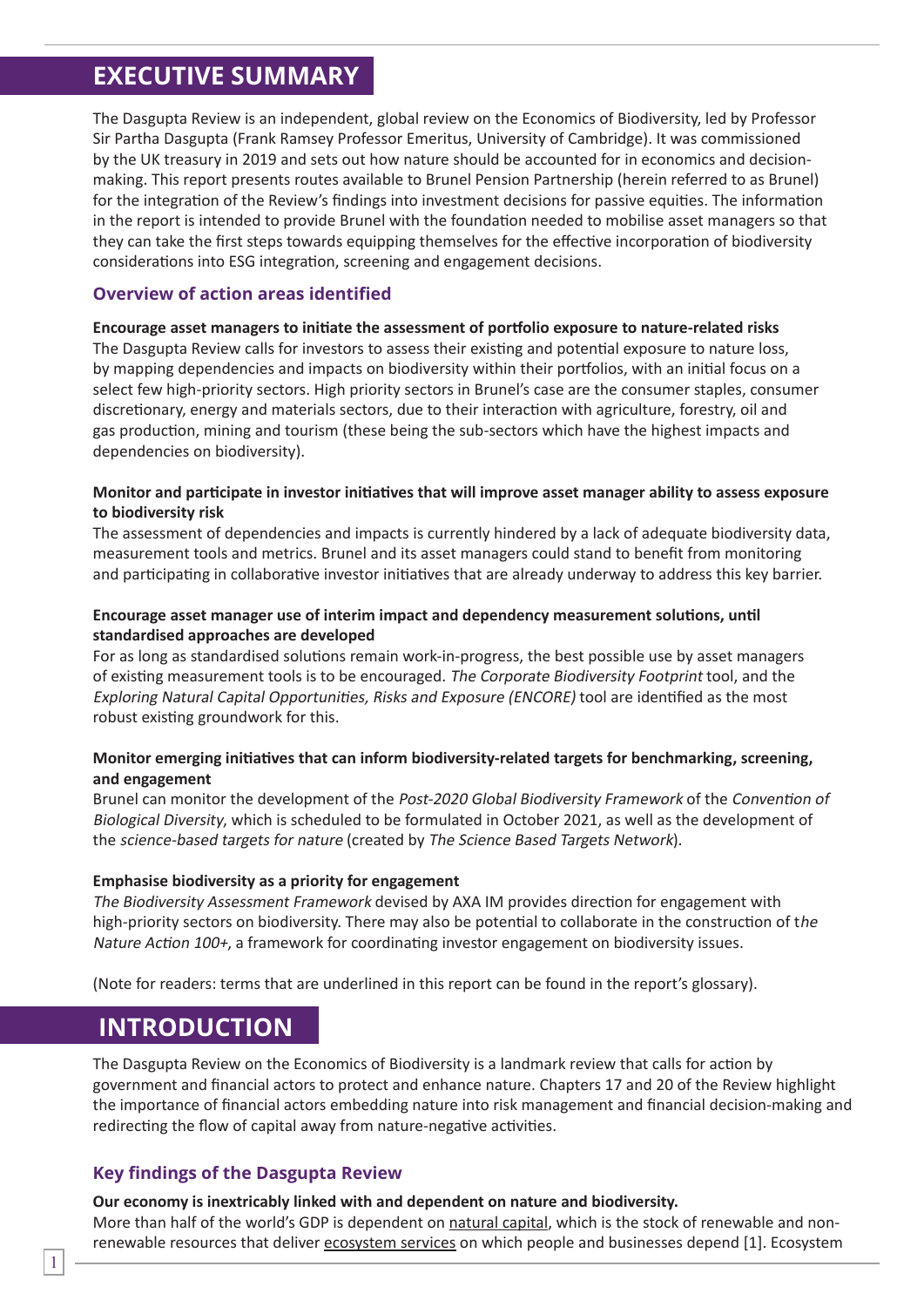## EXECUTIVE SUMMARY

The Dasgupta Review is an independent, global review on the Economics of Biodiversity, led by Professor Sir Partha Dasgupta (Frank Ramsey Professor Emeritus, University of Cambridge). It was commissioned by the UK treasury in 2019 and sets out how nature should be accounted for in economics and decision-making. This report presents routes available to Brunel Pension Partnership (herein referred to as Brunel) for the integration of the Review's findings into investment decisions for passive equities. The information in the report is intended to provide Brunel with the foundation needed to mobilise asset managers so that they can take the first steps towards equipping themselves for the effective incorporation of biodiversity considerations into ESG integration, screening and engagement decisions.

### Overview of action areas identified

**Encourage asset managers to initiate the assessment of portfolio exposure to nature-related risks**

The Dasgupta Review calls for investors to assess their existing and potential exposure to nature loss, by mapping dependencies and impacts on biodiversity within their portfolios, with an initial focus on a select few high-priority sectors. High priority sectors in Brunel's case are the consumer staples, consumer discretionary, energy and materials sectors, due to their interaction with agriculture, forestry, oil and gas production, mining and tourism (these being the sub-sectors which have the highest impacts and dependencies on biodiversity).

**Monitor and participate in investor initiatives that will improve asset manager ability to assess exposure to biodiversity risk**

The assessment of dependencies and impacts is currently hindered by a lack of adequate biodiversity data, measurement tools and metrics. Brunel and its asset managers could stand to benefit from monitoring and participating in collaborative investor initiatives that are already underway to address this key barrier.

**Encourage asset manager use of interim impact and dependency measurement solutions, until standardised approaches are developed**

For as long as standardised solutions remain work-in-progress, the best possible use by asset managers of existing measurement tools is to be encouraged. *The Corporate Biodiversity Footprint* tool, and the *Exploring Natural Capital Opportunities, Risks and Exposure (ENCORE)* tool are identified as the most robust existing groundwork for this.

**Monitor emerging initiatives that can inform biodiversity-related targets for benchmarking, screening, and engagement**

Brunel can monitor the development of the *Post-2020 Global Biodiversity Framework* of the *Convention of Biological Diversity*, which is scheduled to be formulated in October 2021, as well as the development of the *science-based targets for nature* (created by *The Science Based Targets Network*).

**Emphasise biodiversity as a priority for engagement**

*The Biodiversity Assessment Framework* devised by AXA IM provides direction for engagement with high-priority sectors on biodiversity. There may also be potential to collaborate in the construction of t*he Nature Action 100+*, a framework for coordinating investor engagement on biodiversity issues.

(Note for readers: terms that are underlined in this report can be found in the report's glossary).

## INTRODUCTION

The Dasgupta Review on the Economics of Biodiversity is a landmark review that calls for action by government and financial actors to protect and enhance nature. Chapters 17 and 20 of the Review highlight the importance of financial actors embedding nature into risk management and financial decision-making and redirecting the flow of capital away from nature-negative activities.

### Key findings of the Dasgupta Review

**Our economy is inextricably linked with and dependent on nature and biodiversity.**

More than half of the world's GDP is dependent on natural capital, which is the stock of renewable and non-renewable resources that deliver ecosystem services on which people and businesses depend [1]. Ecosystem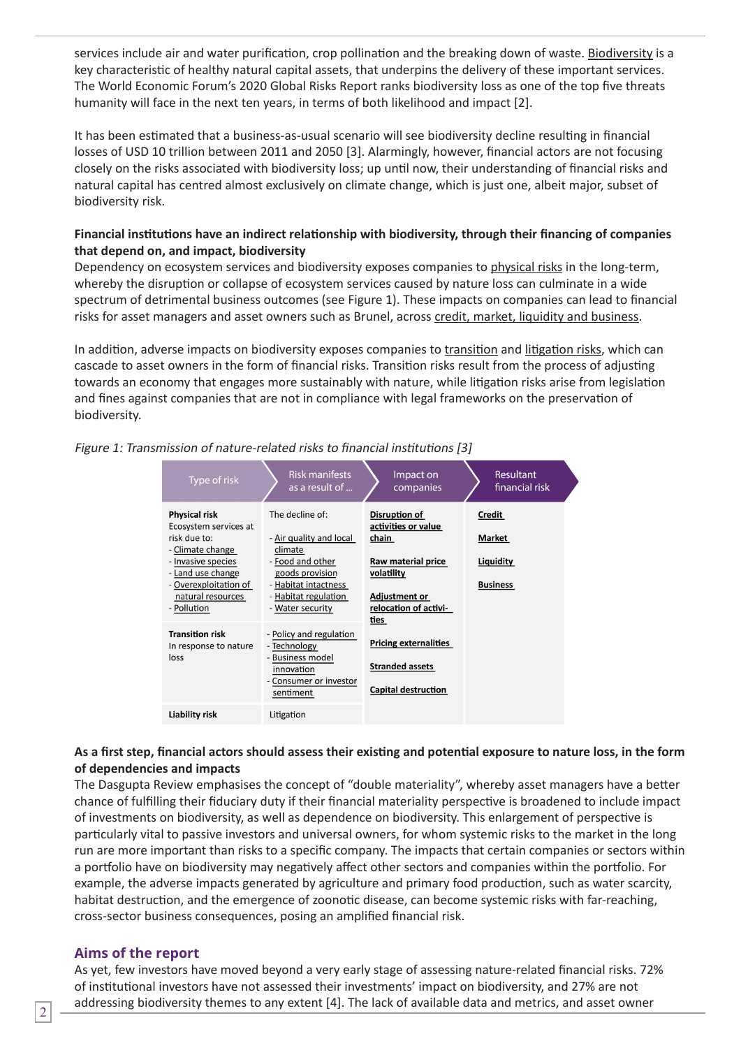services include air and water purification, crop pollination and the breaking down of waste. Biodiversity is a key characteristic of healthy natural capital assets, that underpins the delivery of these important services. The World Economic Forum's 2020 Global Risks Report ranks biodiversity loss as one of the top five threats humanity will face in the next ten years, in terms of both likelihood and impact [2].

It has been estimated that a business-as-usual scenario will see biodiversity decline resulting in financial losses of USD 10 trillion between 2011 and 2050 [3]. Alarmingly, however, financial actors are not focusing closely on the risks associated with biodiversity loss; up until now, their understanding of financial risks and natural capital has centred almost exclusively on climate change, which is just one, albeit major, subset of biodiversity risk.

**Financial institutions have an indirect relationship with biodiversity, through their financing of companies that depend on, and impact, biodiversity**

Dependency on ecosystem services and biodiversity exposes companies to physical risks in the long-term, whereby the disruption or collapse of ecosystem services caused by nature loss can culminate in a wide spectrum of detrimental business outcomes (see Figure 1). These impacts on companies can lead to financial risks for asset managers and asset owners such as Brunel, across credit, market, liquidity and business.

In addition, adverse impacts on biodiversity exposes companies to transition and litigation risks, which can cascade to asset owners in the form of financial risks. Transition risks result from the process of adjusting towards an economy that engages more sustainably with nature, while litigation risks arise from legislation and fines against companies that are not in compliance with legal frameworks on the preservation of biodiversity.

*Figure 1: Transmission of nature-related risks to financial institutions [3]*

| Type of risk | Risk manifests as a result of ... | Impact on companies | Resultant financial risk |
|---|---|---|---|
| **Physical risk**<br>Ecosystem services at risk due to:<br>- Climate change<br>- Invasive species<br>- Land use change<br>- Overexploitation of natural resources<br>- Pollution | The decline of:<br><br>- Air quality and local climate<br>- Food and other goods provision<br>- Habitat intactness<br>- Habitat regulation<br>- Water security | **Disruption of activities or value chain**<br><br>**Raw material price volatility**<br><br>**Adjustment or relocation of activities**<br><br>**Pricing externalities**<br><br>**Stranded assets**<br><br>**Capital destruction** | **Credit**<br><br>**Market**<br><br>**Liquidity**<br><br>**Business** |
| **Transition risk**<br>In response to nature loss | - Policy and regulation<br>- Technology<br>- Business model innovation<br>- Consumer or investor sentiment | | |
| **Liability risk** | Litigation | | |

**As a first step, financial actors should assess their existing and potential exposure to nature loss, in the form of dependencies and impacts**

The Dasgupta Review emphasises the concept of "double materiality", whereby asset managers have a better chance of fulfilling their fiduciary duty if their financial materiality perspective is broadened to include impact of investments on biodiversity, as well as dependence on biodiversity. This enlargement of perspective is particularly vital to passive investors and universal owners, for whom systemic risks to the market in the long run are more important than risks to a specific company. The impacts that certain companies or sectors within a portfolio have on biodiversity may negatively affect other sectors and companies within the portfolio. For example, the adverse impacts generated by agriculture and primary food production, such as water scarcity, habitat destruction, and the emergence of zoonotic disease, can become systemic risks with far-reaching, cross-sector business consequences, posing an amplified financial risk.

## Aims of the report

As yet, few investors have moved beyond a very early stage of assessing nature-related financial risks. 72% of institutional investors have not assessed their investments' impact on biodiversity, and 27% are not addressing biodiversity themes to any extent [4]. The lack of available data and metrics, and asset owner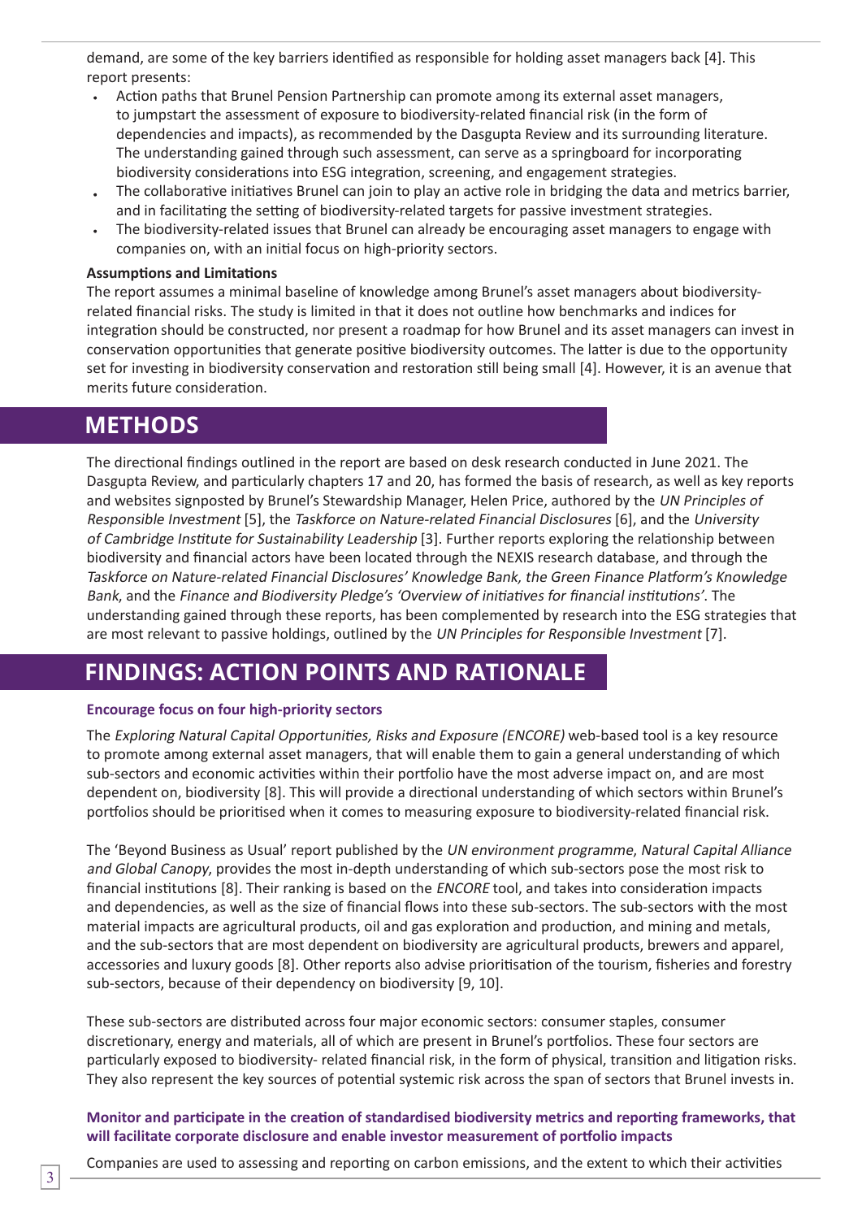demand, are some of the key barriers identified as responsible for holding asset managers back [4]. This report presents:

- Action paths that Brunel Pension Partnership can promote among its external asset managers, to jumpstart the assessment of exposure to biodiversity-related financial risk (in the form of dependencies and impacts), as recommended by the Dasgupta Review and its surrounding literature. The understanding gained through such assessment, can serve as a springboard for incorporating biodiversity considerations into ESG integration, screening, and engagement strategies.
- The collaborative initiatives Brunel can join to play an active role in bridging the data and metrics barrier, and in facilitating the setting of biodiversity-related targets for passive investment strategies.
- The biodiversity-related issues that Brunel can already be encouraging asset managers to engage with companies on, with an initial focus on high-priority sectors.

**Assumptions and Limitations**

The report assumes a minimal baseline of knowledge among Brunel's asset managers about biodiversity-related financial risks. The study is limited in that it does not outline how benchmarks and indices for integration should be constructed, nor present a roadmap for how Brunel and its asset managers can invest in conservation opportunities that generate positive biodiversity outcomes. The latter is due to the opportunity set for investing in biodiversity conservation and restoration still being small [4]. However, it is an avenue that merits future consideration.

## METHODS

The directional findings outlined in the report are based on desk research conducted in June 2021. The Dasgupta Review, and particularly chapters 17 and 20, has formed the basis of research, as well as key reports and websites signposted by Brunel's Stewardship Manager, Helen Price, authored by the *UN Principles of Responsible Investment* [5], the *Taskforce on Nature-related Financial Disclosures* [6], and the *University of Cambridge Institute for Sustainability Leadership* [3]. Further reports exploring the relationship between biodiversity and financial actors have been located through the NEXIS research database, and through the *Taskforce on Nature-related Financial Disclosures' Knowledge Bank, the Green Finance Platform's Knowledge Bank*, and the *Finance and Biodiversity Pledge's 'Overview of initiatives for financial institutions'*. The understanding gained through these reports, has been complemented by research into the ESG strategies that are most relevant to passive holdings, outlined by the *UN Principles for Responsible Investment* [7].

## FINDINGS: ACTION POINTS AND RATIONALE

**Encourage focus on four high-priority sectors**

The *Exploring Natural Capital Opportunities, Risks and Exposure (ENCORE)* web-based tool is a key resource to promote among external asset managers, that will enable them to gain a general understanding of which sub-sectors and economic activities within their portfolio have the most adverse impact on, and are most dependent on, biodiversity [8]. This will provide a directional understanding of which sectors within Brunel's portfolios should be prioritised when it comes to measuring exposure to biodiversity-related financial risk.

The 'Beyond Business as Usual' report published by the *UN environment programme, Natural Capital Alliance and Global Canopy*, provides the most in-depth understanding of which sub-sectors pose the most risk to financial institutions [8]. Their ranking is based on the *ENCORE* tool, and takes into consideration impacts and dependencies, as well as the size of financial flows into these sub-sectors. The sub-sectors with the most material impacts are agricultural products, oil and gas exploration and production, and mining and metals, and the sub-sectors that are most dependent on biodiversity are agricultural products, brewers and apparel, accessories and luxury goods [8]. Other reports also advise prioritisation of the tourism, fisheries and forestry sub-sectors, because of their dependency on biodiversity [9, 10].

These sub-sectors are distributed across four major economic sectors: consumer staples, consumer discretionary, energy and materials, all of which are present in Brunel's portfolios. These four sectors are particularly exposed to biodiversity- related financial risk, in the form of physical, transition and litigation risks. They also represent the key sources of potential systemic risk across the span of sectors that Brunel invests in.

**Monitor and participate in the creation of standardised biodiversity metrics and reporting frameworks, that will facilitate corporate disclosure and enable investor measurement of portfolio impacts**

Companies are used to assessing and reporting on carbon emissions, and the extent to which their activities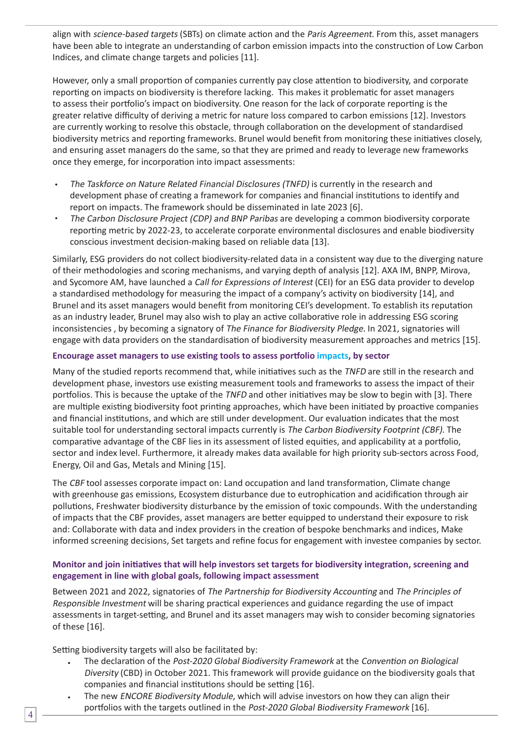align with *science-based targets* (SBTs) on climate action and the *Paris Agreement*. From this, asset managers have been able to integrate an understanding of carbon emission impacts into the construction of Low Carbon Indices, and climate change targets and policies [11].

However, only a small proportion of companies currently pay close attention to biodiversity, and corporate reporting on impacts on biodiversity is therefore lacking. This makes it problematic for asset managers to assess their portfolio's impact on biodiversity. One reason for the lack of corporate reporting is the greater relative difficulty of deriving a metric for nature loss compared to carbon emissions [12]. Investors are currently working to resolve this obstacle, through collaboration on the development of standardised biodiversity metrics and reporting frameworks. Brunel would benefit from monitoring these initiatives closely, and ensuring asset managers do the same, so that they are primed and ready to leverage new frameworks once they emerge, for incorporation into impact assessments:

- *The Taskforce on Nature Related Financial Disclosures (TNFD)* is currently in the research and development phase of creating a framework for companies and financial institutions to identify and report on impacts. The framework should be disseminated in late 2023 [6].
- *The Carbon Disclosure Project (CDP) and BNP Paribas* are developing a common biodiversity corporate reporting metric by 2022-23, to accelerate corporate environmental disclosures and enable biodiversity conscious investment decision-making based on reliable data [13].

Similarly, ESG providers do not collect biodiversity-related data in a consistent way due to the diverging nature of their methodologies and scoring mechanisms, and varying depth of analysis [12]. AXA IM, BNPP, Mirova, and Sycomore AM, have launched a *Call for Expressions of Interest* (CEI) for an ESG data provider to develop a standardised methodology for measuring the impact of a company's activity on biodiversity [14], and Brunel and its asset managers would benefit from monitoring CEI's development. To establish its reputation as an industry leader, Brunel may also wish to play an active collaborative role in addressing ESG scoring inconsistencies , by becoming a signatory of *The Finance for Biodiversity Pledge*. In 2021, signatories will engage with data providers on the standardisation of biodiversity measurement approaches and metrics [15].

**Encourage asset managers to use existing tools to assess portfolio impacts, by sector**

Many of the studied reports recommend that, while initiatives such as the *TNFD* are still in the research and development phase, investors use existing measurement tools and frameworks to assess the impact of their portfolios. This is because the uptake of the *TNFD* and other initiatives may be slow to begin with [3]. There are multiple existing biodiversity foot printing approaches, which have been initiated by proactive companies and financial institutions, and which are still under development. Our evaluation indicates that the most suitable tool for understanding sectoral impacts currently is *The Carbon Biodiversity Footprint (CBF)*. The comparative advantage of the CBF lies in its assessment of listed equities, and applicability at a portfolio, sector and index level. Furthermore, it already makes data available for high priority sub-sectors across Food, Energy, Oil and Gas, Metals and Mining [15].

The *CBF* tool assesses corporate impact on: Land occupation and land transformation, Climate change with greenhouse gas emissions, Ecosystem disturbance due to eutrophication and acidification through air pollutions, Freshwater biodiversity disturbance by the emission of toxic compounds. With the understanding of impacts that the CBF provides, asset managers are better equipped to understand their exposure to risk and: Collaborate with data and index providers in the creation of bespoke benchmarks and indices, Make informed screening decisions, Set targets and refine focus for engagement with investee companies by sector.

**Monitor and join initiatives that will help investors set targets for biodiversity integration, screening and engagement in line with global goals, following impact assessment**

Between 2021 and 2022, signatories of *The Partnership for Biodiversity Accounting* and *The Principles of Responsible Investment* will be sharing practical experiences and guidance regarding the use of impact assessments in target-setting, and Brunel and its asset managers may wish to consider becoming signatories of these [16].

Setting biodiversity targets will also be facilitated by:

- The declaration of the *Post-2020 Global Biodiversity Framework* at the *Convention on Biological Diversity* (CBD) in October 2021. This framework will provide guidance on the biodiversity goals that companies and financial institutions should be setting [16].
- The new *ENCORE Biodiversity Module*, which will advise investors on how they can align their portfolios with the targets outlined in the *Post-2020 Global Biodiversity Framework* [16].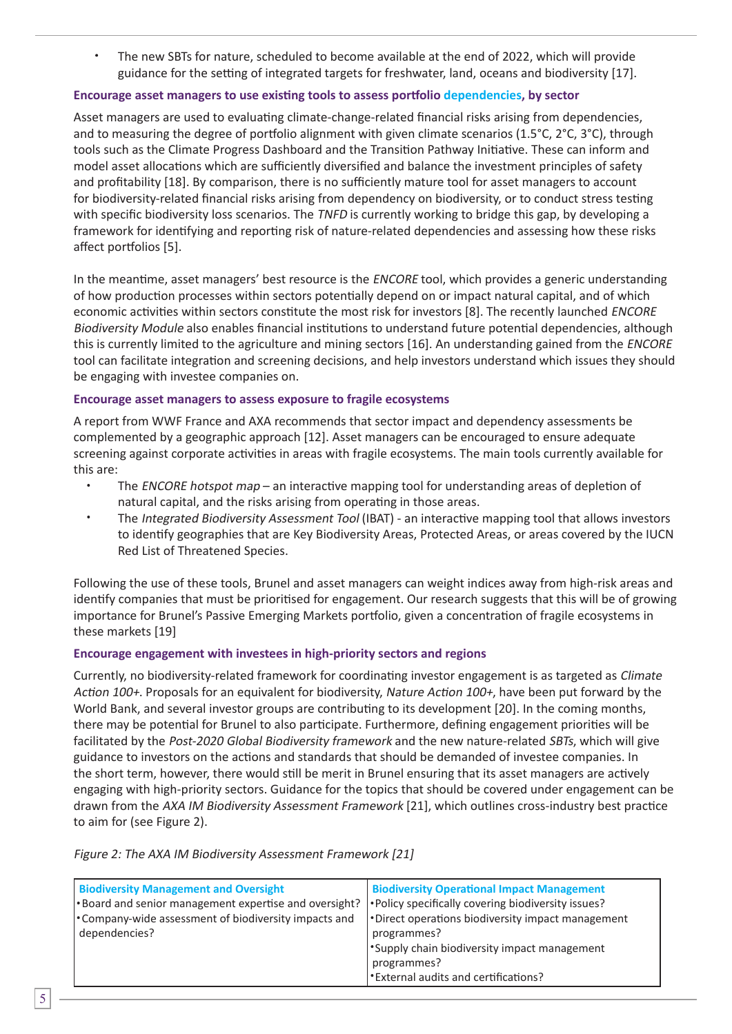- The new SBTs for nature, scheduled to become available at the end of 2022, which will provide guidance for the setting of integrated targets for freshwater, land, oceans and biodiversity [17].

### Encourage asset managers to use existing tools to assess portfolio dependencies, by sector

Asset managers are used to evaluating climate-change-related financial risks arising from dependencies, and to measuring the degree of portfolio alignment with given climate scenarios (1.5°C, 2°C, 3°C), through tools such as the Climate Progress Dashboard and the Transition Pathway Initiative. These can inform and model asset allocations which are sufficiently diversified and balance the investment principles of safety and profitability [18]. By comparison, there is no sufficiently mature tool for asset managers to account for biodiversity-related financial risks arising from dependency on biodiversity, or to conduct stress testing with specific biodiversity loss scenarios. The *TNFD* is currently working to bridge this gap, by developing a framework for identifying and reporting risk of nature-related dependencies and assessing how these risks affect portfolios [5].

In the meantime, asset managers' best resource is the *ENCORE* tool, which provides a generic understanding of how production processes within sectors potentially depend on or impact natural capital, and of which economic activities within sectors constitute the most risk for investors [8]. The recently launched *ENCORE Biodiversity Module* also enables financial institutions to understand future potential dependencies, although this is currently limited to the agriculture and mining sectors [16]. An understanding gained from the *ENCORE* tool can facilitate integration and screening decisions, and help investors understand which issues they should be engaging with investee companies on.

### Encourage asset managers to assess exposure to fragile ecosystems

A report from WWF France and AXA recommends that sector impact and dependency assessments be complemented by a geographic approach [12]. Asset managers can be encouraged to ensure adequate screening against corporate activities in areas with fragile ecosystems. The main tools currently available for this are:

- The *ENCORE hotspot map* – an interactive mapping tool for understanding areas of depletion of natural capital, and the risks arising from operating in those areas.
- The *Integrated Biodiversity Assessment Tool* (IBAT) - an interactive mapping tool that allows investors to identify geographies that are Key Biodiversity Areas, Protected Areas, or areas covered by the IUCN Red List of Threatened Species.

Following the use of these tools, Brunel and asset managers can weight indices away from high-risk areas and identify companies that must be prioritised for engagement. Our research suggests that this will be of growing importance for Brunel's Passive Emerging Markets portfolio, given a concentration of fragile ecosystems in these markets [19]

### Encourage engagement with investees in high-priority sectors and regions

Currently, no biodiversity-related framework for coordinating investor engagement is as targeted as *Climate Action 100+*. Proposals for an equivalent for biodiversity, *Nature Action 100+*, have been put forward by the World Bank, and several investor groups are contributing to its development [20]. In the coming months, there may be potential for Brunel to also participate. Furthermore, defining engagement priorities will be facilitated by the *Post-2020 Global Biodiversity framework* and the new nature-related *SBTs*, which will give guidance to investors on the actions and standards that should be demanded of investee companies. In the short term, however, there would still be merit in Brunel ensuring that its asset managers are actively engaging with high-priority sectors. Guidance for the topics that should be covered under engagement can be drawn from the *AXA IM Biodiversity Assessment Framework* [21], which outlines cross-industry best practice to aim for (see Figure 2).

*Figure 2: The AXA IM Biodiversity Assessment Framework [21]*

| Biodiversity Management and Oversight | Biodiversity Operational Impact Management |
|---|---|
| • Board and senior management expertise and oversight?<br>• Company-wide assessment of biodiversity impacts and dependencies? | • Policy specifically covering biodiversity issues?<br>• Direct operations biodiversity impact management programmes?<br>• Supply chain biodiversity impact management programmes?<br>• External audits and certifications? |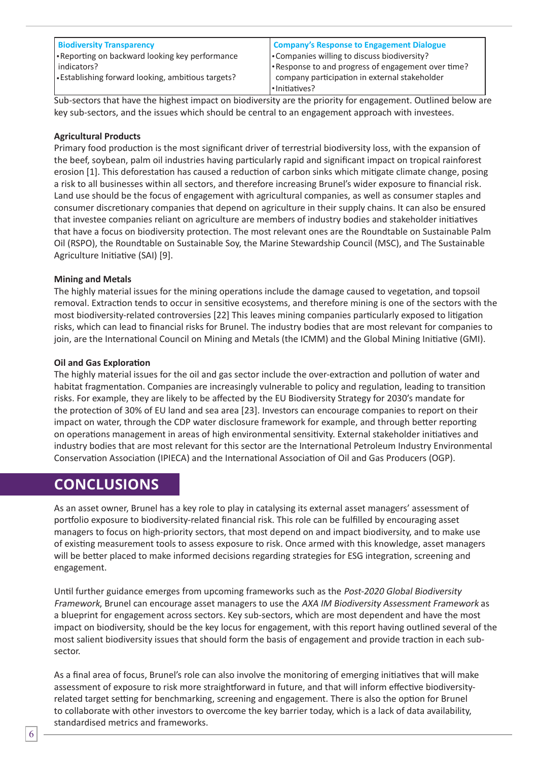| Biodiversity Transparency | Company's Response to Engagement Dialogue |
| --- | --- |
| • Reporting on backward looking key performance indicators?<br>• Establishing forward looking, ambitious targets? | • Companies willing to discuss biodiversity?<br>• Response to and progress of engagement over time? company participation in external stakeholder<br>• Initiatives? |

Sub-sectors that have the highest impact on biodiversity are the priority for engagement. Outlined below are key sub-sectors, and the issues which should be central to an engagement approach with investees.

**Agricultural Products**

Primary food production is the most significant driver of terrestrial biodiversity loss, with the expansion of the beef, soybean, palm oil industries having particularly rapid and significant impact on tropical rainforest erosion [1]. This deforestation has caused a reduction of carbon sinks which mitigate climate change, posing a risk to all businesses within all sectors, and therefore increasing Brunel's wider exposure to financial risk. Land use should be the focus of engagement with agricultural companies, as well as consumer staples and consumer discretionary companies that depend on agriculture in their supply chains. It can also be ensured that investee companies reliant on agriculture are members of industry bodies and stakeholder initiatives that have a focus on biodiversity protection. The most relevant ones are the Roundtable on Sustainable Palm Oil (RSPO), the Roundtable on Sustainable Soy, the Marine Stewardship Council (MSC), and The Sustainable Agriculture Initiative (SAI) [9].

**Mining and Metals**

The highly material issues for the mining operations include the damage caused to vegetation, and topsoil removal. Extraction tends to occur in sensitive ecosystems, and therefore mining is one of the sectors with the most biodiversity-related controversies [22] This leaves mining companies particularly exposed to litigation risks, which can lead to financial risks for Brunel. The industry bodies that are most relevant for companies to join, are the International Council on Mining and Metals (the ICMM) and the Global Mining Initiative (GMI).

**Oil and Gas Exploration**

The highly material issues for the oil and gas sector include the over-extraction and pollution of water and habitat fragmentation. Companies are increasingly vulnerable to policy and regulation, leading to transition risks. For example, they are likely to be affected by the EU Biodiversity Strategy for 2030's mandate for the protection of 30% of EU land and sea area [23]. Investors can encourage companies to report on their impact on water, through the CDP water disclosure framework for example, and through better reporting on operations management in areas of high environmental sensitivity. External stakeholder initiatives and industry bodies that are most relevant for this sector are the International Petroleum Industry Environmental Conservation Association (IPIECA) and the International Association of Oil and Gas Producers (OGP).

## CONCLUSIONS

As an asset owner, Brunel has a key role to play in catalysing its external asset managers' assessment of portfolio exposure to biodiversity-related financial risk. This role can be fulfilled by encouraging asset managers to focus on high-priority sectors, that most depend on and impact biodiversity, and to make use of existing measurement tools to assess exposure to risk. Once armed with this knowledge, asset managers will be better placed to make informed decisions regarding strategies for ESG integration, screening and engagement.

Until further guidance emerges from upcoming frameworks such as the *Post-2020 Global Biodiversity Framework*, Brunel can encourage asset managers to use the *AXA IM Biodiversity Assessment Framework* as a blueprint for engagement across sectors. Key sub-sectors, which are most dependent and have the most impact on biodiversity, should be the key locus for engagement, with this report having outlined several of the most salient biodiversity issues that should form the basis of engagement and provide traction in each sub-sector.

As a final area of focus, Brunel's role can also involve the monitoring of emerging initiatives that will make assessment of exposure to risk more straightforward in future, and that will inform effective biodiversity-related target setting for benchmarking, screening and engagement. There is also the option for Brunel to collaborate with other investors to overcome the key barrier today, which is a lack of data availability, standardised metrics and frameworks.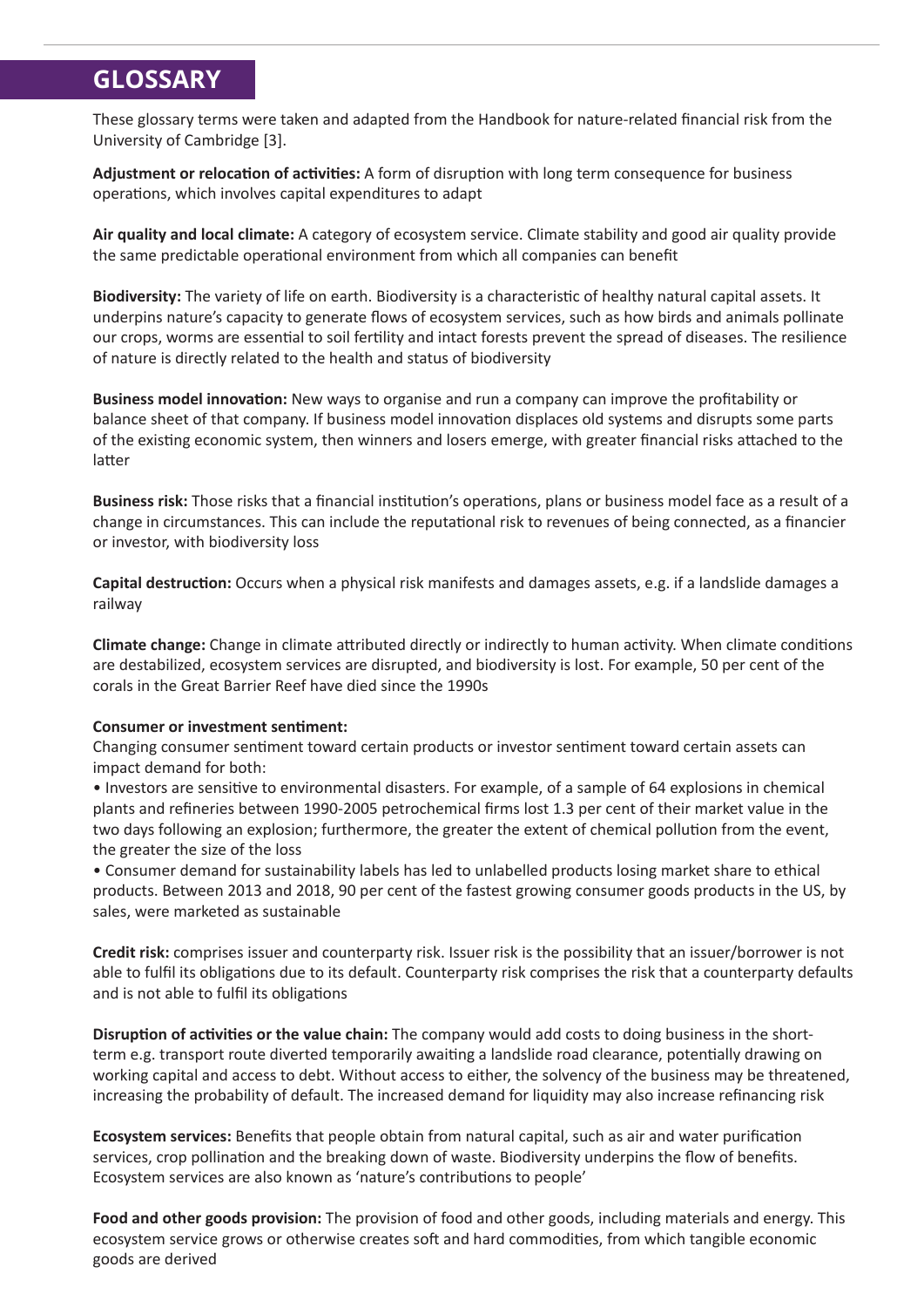# GLOSSARY

These glossary terms were taken and adapted from the Handbook for nature-related financial risk from the University of Cambridge [3].

**Adjustment or relocation of activities:** A form of disruption with long term consequence for business operations, which involves capital expenditures to adapt

**Air quality and local climate:** A category of ecosystem service. Climate stability and good air quality provide the same predictable operational environment from which all companies can benefit

**Biodiversity:** The variety of life on earth. Biodiversity is a characteristic of healthy natural capital assets. It underpins nature's capacity to generate flows of ecosystem services, such as how birds and animals pollinate our crops, worms are essential to soil fertility and intact forests prevent the spread of diseases. The resilience of nature is directly related to the health and status of biodiversity

**Business model innovation:** New ways to organise and run a company can improve the profitability or balance sheet of that company. If business model innovation displaces old systems and disrupts some parts of the existing economic system, then winners and losers emerge, with greater financial risks attached to the latter

**Business risk:** Those risks that a financial institution's operations, plans or business model face as a result of a change in circumstances. This can include the reputational risk to revenues of being connected, as a financier or investor, with biodiversity loss

**Capital destruction:** Occurs when a physical risk manifests and damages assets, e.g. if a landslide damages a railway

**Climate change:** Change in climate attributed directly or indirectly to human activity. When climate conditions are destabilized, ecosystem services are disrupted, and biodiversity is lost. For example, 50 per cent of the corals in the Great Barrier Reef have died since the 1990s

**Consumer or investment sentiment:**
Changing consumer sentiment toward certain products or investor sentiment toward certain assets can impact demand for both:

- Investors are sensitive to environmental disasters. For example, of a sample of 64 explosions in chemical plants and refineries between 1990-2005 petrochemical firms lost 1.3 per cent of their market value in the two days following an explosion; furthermore, the greater the extent of chemical pollution from the event, the greater the size of the loss
- Consumer demand for sustainability labels has led to unlabelled products losing market share to ethical products. Between 2013 and 2018, 90 per cent of the fastest growing consumer goods products in the US, by sales, were marketed as sustainable

**Credit risk:** comprises issuer and counterparty risk. Issuer risk is the possibility that an issuer/borrower is not able to fulfil its obligations due to its default. Counterparty risk comprises the risk that a counterparty defaults and is not able to fulfil its obligations

**Disruption of activities or the value chain:** The company would add costs to doing business in the short-term e.g. transport route diverted temporarily awaiting a landslide road clearance, potentially drawing on working capital and access to debt. Without access to either, the solvency of the business may be threatened, increasing the probability of default. The increased demand for liquidity may also increase refinancing risk

**Ecosystem services:** Benefits that people obtain from natural capital, such as air and water purification services, crop pollination and the breaking down of waste. Biodiversity underpins the flow of benefits. Ecosystem services are also known as 'nature's contributions to people'

**Food and other goods provision:** The provision of food and other goods, including materials and energy. This ecosystem service grows or otherwise creates soft and hard commodities, from which tangible economic goods are derived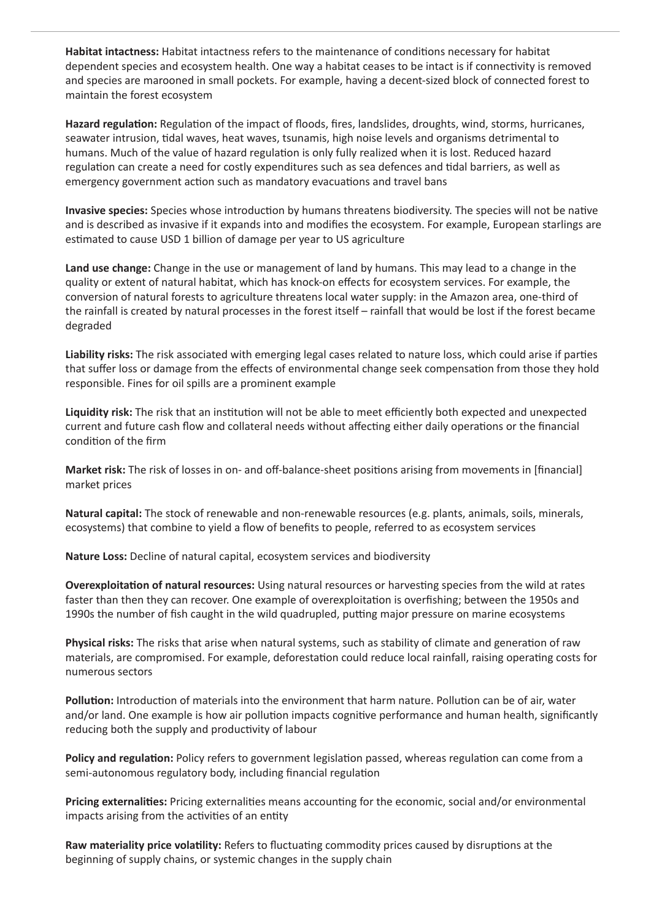**Habitat intactness:** Habitat intactness refers to the maintenance of conditions necessary for habitat dependent species and ecosystem health. One way a habitat ceases to be intact is if connectivity is removed and species are marooned in small pockets. For example, having a decent-sized block of connected forest to maintain the forest ecosystem

**Hazard regulation:** Regulation of the impact of floods, fires, landslides, droughts, wind, storms, hurricanes, seawater intrusion, tidal waves, heat waves, tsunamis, high noise levels and organisms detrimental to humans. Much of the value of hazard regulation is only fully realized when it is lost. Reduced hazard regulation can create a need for costly expenditures such as sea defences and tidal barriers, as well as emergency government action such as mandatory evacuations and travel bans

**Invasive species:** Species whose introduction by humans threatens biodiversity. The species will not be native and is described as invasive if it expands into and modifies the ecosystem. For example, European starlings are estimated to cause USD 1 billion of damage per year to US agriculture

**Land use change:** Change in the use or management of land by humans. This may lead to a change in the quality or extent of natural habitat, which has knock-on effects for ecosystem services. For example, the conversion of natural forests to agriculture threatens local water supply: in the Amazon area, one-third of the rainfall is created by natural processes in the forest itself – rainfall that would be lost if the forest became degraded

**Liability risks:** The risk associated with emerging legal cases related to nature loss, which could arise if parties that suffer loss or damage from the effects of environmental change seek compensation from those they hold responsible. Fines for oil spills are a prominent example

**Liquidity risk:** The risk that an institution will not be able to meet efficiently both expected and unexpected current and future cash flow and collateral needs without affecting either daily operations or the financial condition of the firm

**Market risk:** The risk of losses in on- and off-balance-sheet positions arising from movements in [financial] market prices

**Natural capital:** The stock of renewable and non-renewable resources (e.g. plants, animals, soils, minerals, ecosystems) that combine to yield a flow of benefits to people, referred to as ecosystem services

**Nature Loss:** Decline of natural capital, ecosystem services and biodiversity

**Overexploitation of natural resources:** Using natural resources or harvesting species from the wild at rates faster than then they can recover. One example of overexploitation is overfishing; between the 1950s and 1990s the number of fish caught in the wild quadrupled, putting major pressure on marine ecosystems

**Physical risks:** The risks that arise when natural systems, such as stability of climate and generation of raw materials, are compromised. For example, deforestation could reduce local rainfall, raising operating costs for numerous sectors

**Pollution:** Introduction of materials into the environment that harm nature. Pollution can be of air, water and/or land. One example is how air pollution impacts cognitive performance and human health, significantly reducing both the supply and productivity of labour

**Policy and regulation:** Policy refers to government legislation passed, whereas regulation can come from a semi-autonomous regulatory body, including financial regulation

**Pricing externalities:** Pricing externalities means accounting for the economic, social and/or environmental impacts arising from the activities of an entity

**Raw materiality price volatility:** Refers to fluctuating commodity prices caused by disruptions at the beginning of supply chains, or systemic changes in the supply chain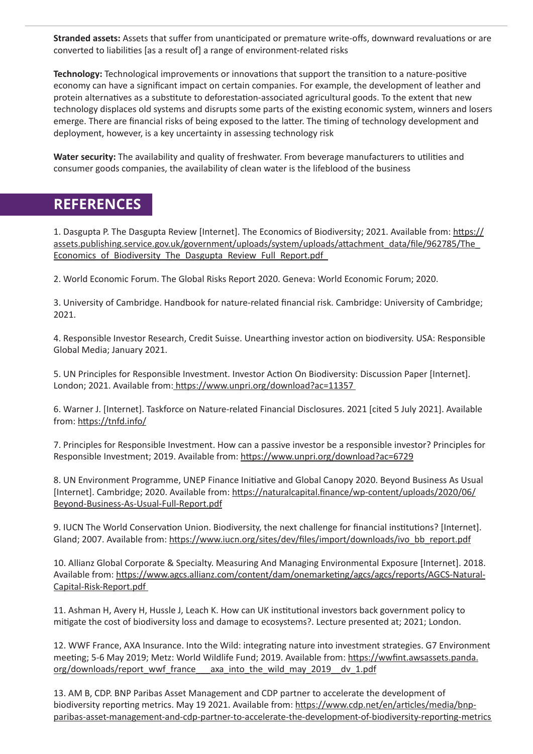**Stranded assets:** Assets that suffer from unanticipated or premature write-offs, downward revaluations or are converted to liabilities [as a result of] a range of environment-related risks

**Technology:** Technological improvements or innovations that support the transition to a nature-positive economy can have a significant impact on certain companies. For example, the development of leather and protein alternatives as a substitute to deforestation-associated agricultural goods. To the extent that new technology displaces old systems and disrupts some parts of the existing economic system, winners and losers emerge. There are financial risks of being exposed to the latter. The timing of technology development and deployment, however, is a key uncertainty in assessing technology risk

**Water security:** The availability and quality of freshwater. From beverage manufacturers to utilities and consumer goods companies, the availability of clean water is the lifeblood of the business

## REFERENCES

1. Dasgupta P. The Dasgupta Review [Internet]. The Economics of Biodiversity; 2021. Available from: https://assets.publishing.service.gov.uk/government/uploads/system/uploads/attachment_data/file/962785/The_Economics_of_Biodiversity_The_Dasgupta_Review_Full_Report.pdf

2. World Economic Forum. The Global Risks Report 2020. Geneva: World Economic Forum; 2020.

3. University of Cambridge. Handbook for nature-related financial risk. Cambridge: University of Cambridge; 2021.

4. Responsible Investor Research, Credit Suisse. Unearthing investor action on biodiversity. USA: Responsible Global Media; January 2021.

5. UN Principles for Responsible Investment. Investor Action On Biodiversity: Discussion Paper [Internet]. London; 2021. Available from: https://www.unpri.org/download?ac=11357

6. Warner J. [Internet]. Taskforce on Nature-related Financial Disclosures. 2021 [cited 5 July 2021]. Available from: https://tnfd.info/

7. Principles for Responsible Investment. How can a passive investor be a responsible investor? Principles for Responsible Investment; 2019. Available from: https://www.unpri.org/download?ac=6729

8. UN Environment Programme, UNEP Finance Initiative and Global Canopy 2020. Beyond Business As Usual [Internet]. Cambridge; 2020. Available from: https://naturalcapital.finance/wp-content/uploads/2020/06/Beyond-Business-As-Usual-Full-Report.pdf

9. IUCN The World Conservation Union. Biodiversity, the next challenge for financial institutions? [Internet]. Gland; 2007. Available from: https://www.iucn.org/sites/dev/files/import/downloads/ivo_bb_report.pdf

10. Allianz Global Corporate & Specialty. Measuring And Managing Environmental Exposure [Internet]. 2018. Available from: https://www.agcs.allianz.com/content/dam/onemarketing/agcs/agcs/reports/AGCS-Natural-Capital-Risk-Report.pdf

11. Ashman H, Avery H, Hussle J, Leach K. How can UK institutional investors back government policy to mitigate the cost of biodiversity loss and damage to ecosystems?. Lecture presented at; 2021; London.

12. WWF France, AXA Insurance. Into the Wild: integrating nature into investment strategies. G7 Environment meeting; 5-6 May 2019; Metz: World Wildlife Fund; 2019. Available from: https://wwfint.awsassets.panda.org/downloads/report_wwf_france___axa_into_the_wild_may_2019__dv_1.pdf

13. AM B, CDP. BNP Paribas Asset Management and CDP partner to accelerate the development of biodiversity reporting metrics. May 19 2021. Available from: https://www.cdp.net/en/articles/media/bnp-paribas-asset-management-and-cdp-partner-to-accelerate-the-development-of-biodiversity-reporting-metrics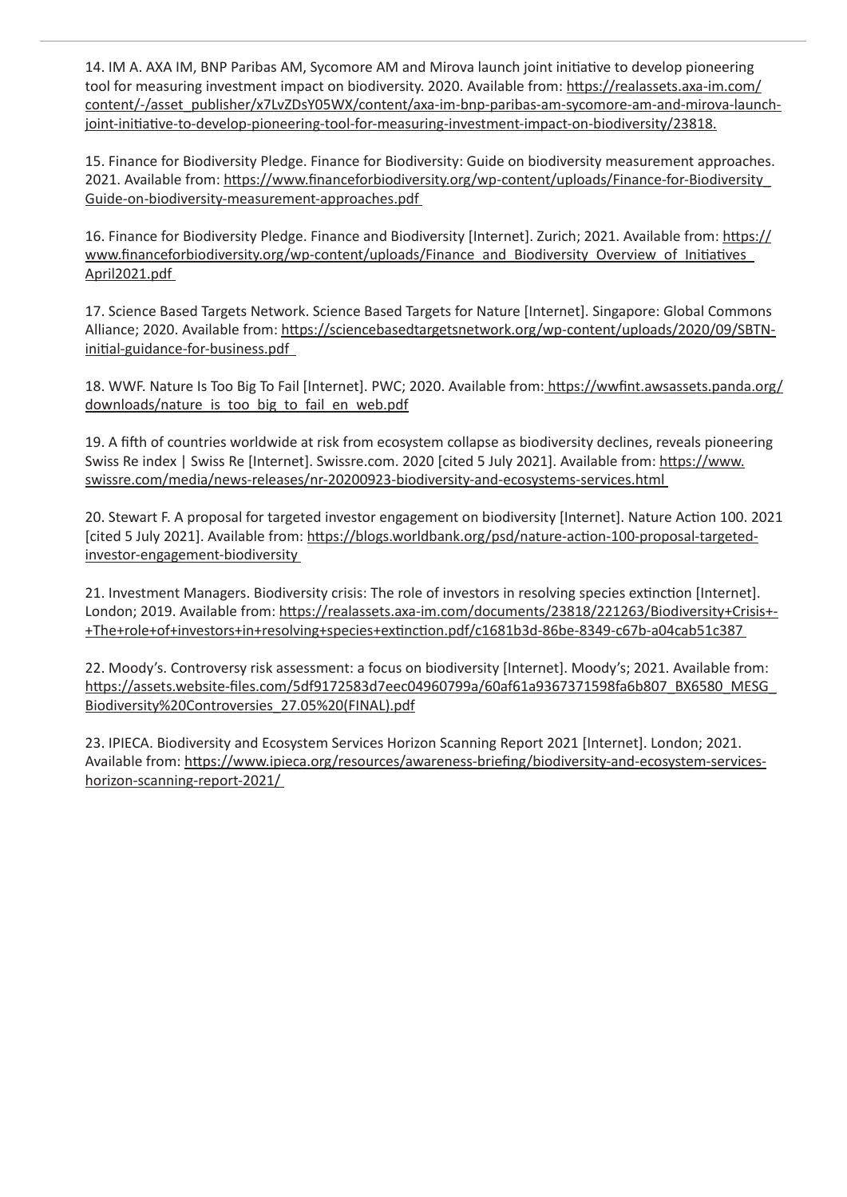14. IM A. AXA IM, BNP Paribas AM, Sycomore AM and Mirova launch joint initiative to develop pioneering tool for measuring investment impact on biodiversity. 2020. Available from: https://realassets.axa-im.com/content/-/asset_publisher/x7LvZDsY05WX/content/axa-im-bnp-paribas-am-sycomore-am-and-mirova-launch-joint-initiative-to-develop-pioneering-tool-for-measuring-investment-impact-on-biodiversity/23818.

15. Finance for Biodiversity Pledge. Finance for Biodiversity: Guide on biodiversity measurement approaches. 2021. Available from: https://www.financeforbiodiversity.org/wp-content/uploads/Finance-for-Biodiversity_Guide-on-biodiversity-measurement-approaches.pdf

16. Finance for Biodiversity Pledge. Finance and Biodiversity [Internet]. Zurich; 2021. Available from: https://www.financeforbiodiversity.org/wp-content/uploads/Finance_and_Biodiversity_Overview_of_Initiatives_April2021.pdf

17. Science Based Targets Network. Science Based Targets for Nature [Internet]. Singapore: Global Commons Alliance; 2020. Available from: https://sciencebasedtargetsnetwork.org/wp-content/uploads/2020/09/SBTN-initial-guidance-for-business.pdf

18. WWF. Nature Is Too Big To Fail [Internet]. PWC; 2020. Available from: https://wwfint.awsassets.panda.org/downloads/nature_is_too_big_to_fail_en_web.pdf

19. A fifth of countries worldwide at risk from ecosystem collapse as biodiversity declines, reveals pioneering Swiss Re index | Swiss Re [Internet]. Swissre.com. 2020 [cited 5 July 2021]. Available from: https://www.swissre.com/media/news-releases/nr-20200923-biodiversity-and-ecosystems-services.html

20. Stewart F. A proposal for targeted investor engagement on biodiversity [Internet]. Nature Action 100. 2021 [cited 5 July 2021]. Available from: https://blogs.worldbank.org/psd/nature-action-100-proposal-targeted-investor-engagement-biodiversity

21. Investment Managers. Biodiversity crisis: The role of investors in resolving species extinction [Internet]. London; 2019. Available from: https://realassets.axa-im.com/documents/23818/221263/Biodiversity+Crisis+-+The+role+of+investors+in+resolving+species+extinction.pdf/c1681b3d-86be-8349-c67b-a04cab51c387

22. Moody's. Controversy risk assessment: a focus on biodiversity [Internet]. Moody's; 2021. Available from: https://assets.website-files.com/5df9172583d7eec04960799a/60af61a9367371598fa6b807_BX6580_MESG_Biodiversity%20Controversies_27.05%20(FINAL).pdf

23. IPIECA. Biodiversity and Ecosystem Services Horizon Scanning Report 2021 [Internet]. London; 2021. Available from: https://www.ipieca.org/resources/awareness-briefing/biodiversity-and-ecosystem-services-horizon-scanning-report-2021/